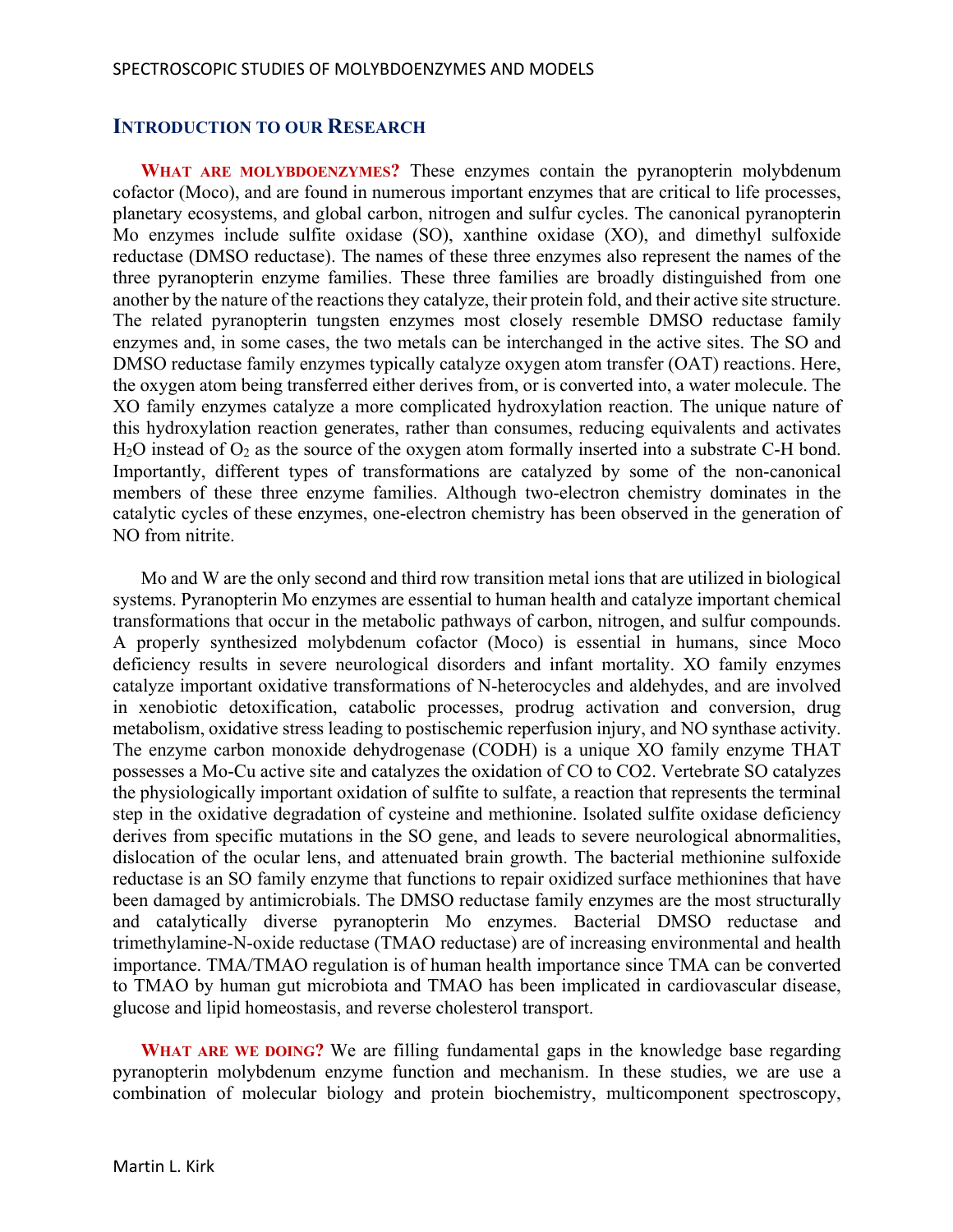## Introduction to our Research

**What are molybdoenzymes?** These enzymes contain the pyranopterin molybdenum cofactor (Moco), and are found in numerous important enzymes that are critical to life processes, planetary ecosystems, and global carbon, nitrogen and sulfur cycles. The canonical pyranopterin Mo enzymes include sulfite oxidase (SO), xanthine oxidase (XO), and dimethyl sulfoxide reductase (DMSO reductase). The names of these three enzymes also represent the names of the three pyranopterin enzyme families. These three families are broadly distinguished from one another by the nature of the reactions they catalyze, their protein fold, and their active site structure. The related pyranopterin tungsten enzymes most closely resemble DMSO reductase family enzymes and, in some cases, the two metals can be interchanged in the active sites. The SO and DMSO reductase family enzymes typically catalyze oxygen atom transfer (OAT) reactions. Here, the oxygen atom being transferred either derives from, or is converted into, a water molecule. The XO family enzymes catalyze a more complicated hydroxylation reaction. The unique nature of this hydroxylation reaction generates, rather than consumes, reducing equivalents and activates $H_2O$ instead of $O_2$ as the source of the oxygen atom formally inserted into a substrate C-H bond. Importantly, different types of transformations are catalyzed by some of the non-canonical members of these three enzyme families. Although two-electron chemistry dominates in the catalytic cycles of these enzymes, one-electron chemistry has been observed in the generation of NO from nitrite.

Mo and W are the only second and third row transition metal ions that are utilized in biological systems. Pyranopterin Mo enzymes are essential to human health and catalyze important chemical transformations that occur in the metabolic pathways of carbon, nitrogen, and sulfur compounds. A properly synthesized molybdenum cofactor (Moco) is essential in humans, since Moco deficiency results in severe neurological disorders and infant mortality. XO family enzymes catalyze important oxidative transformations of N-heterocycles and aldehydes, and are involved in xenobiotic detoxification, catabolic processes, prodrug activation and conversion, drug metabolism, oxidative stress leading to postischemic reperfusion injury, and NO synthase activity. The enzyme carbon monoxide dehydrogenase (CODH) is a unique XO family enzyme THAT possesses a Mo-Cu active site and catalyzes the oxidation of CO to CO2. Vertebrate SO catalyzes the physiologically important oxidation of sulfite to sulfate, a reaction that represents the terminal step in the oxidative degradation of cysteine and methionine. Isolated sulfite oxidase deficiency derives from specific mutations in the SO gene, and leads to severe neurological abnormalities, dislocation of the ocular lens, and attenuated brain growth. The bacterial methionine sulfoxide reductase is an SO family enzyme that functions to repair oxidized surface methionines that have been damaged by antimicrobials. The DMSO reductase family enzymes are the most structurally and catalytically diverse pyranopterin Mo enzymes. Bacterial DMSO reductase and trimethylamine-N-oxide reductase (TMAO reductase) are of increasing environmental and health importance. TMA/TMAO regulation is of human health importance since TMA can be converted to TMAO by human gut microbiota and TMAO has been implicated in cardiovascular disease, glucose and lipid homeostasis, and reverse cholesterol transport.

**What are we doing?** We are filling fundamental gaps in the knowledge base regarding pyranopterin molybdenum enzyme function and mechanism. In these studies, we are use a combination of molecular biology and protein biochemistry, multicomponent spectroscopy,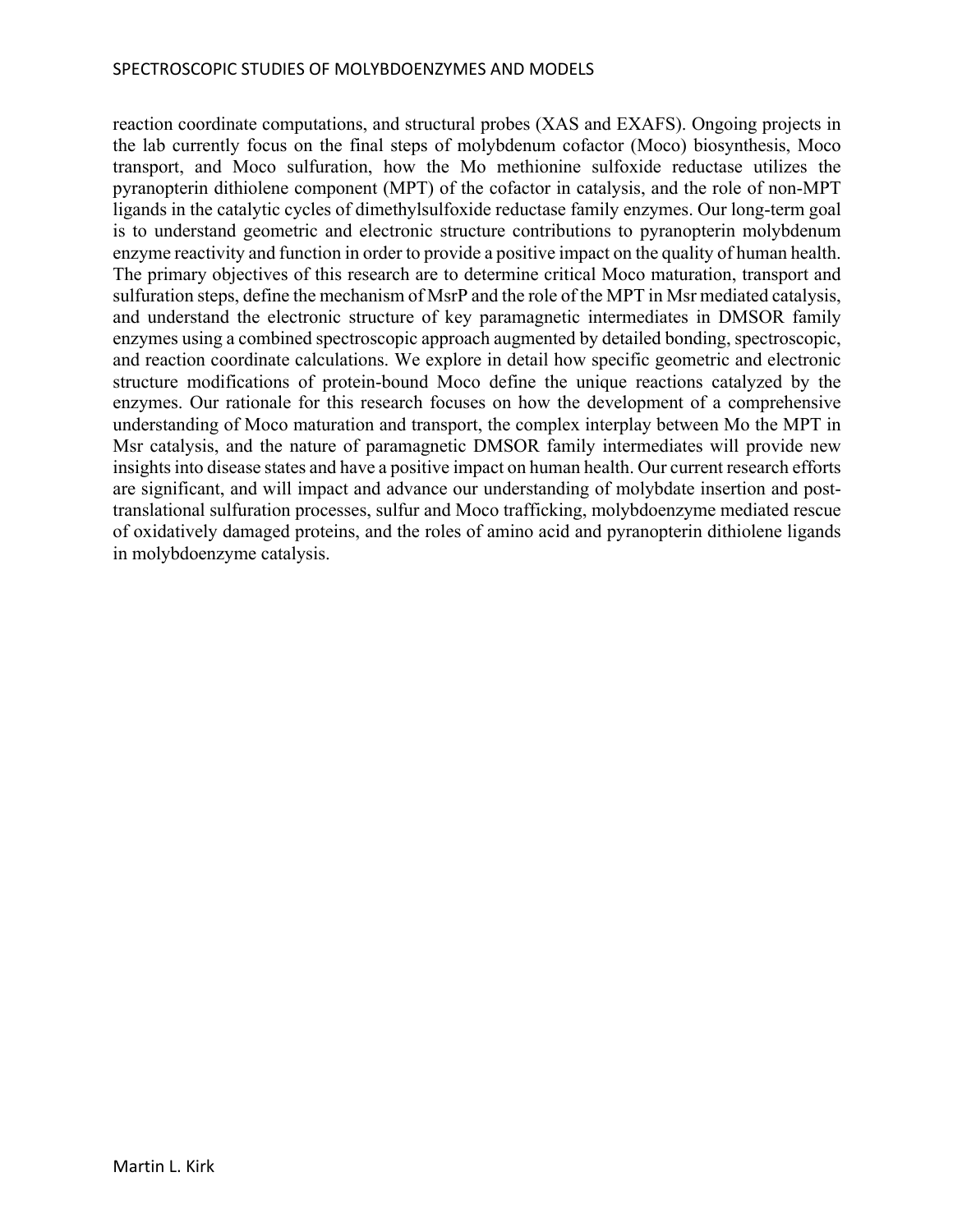reaction coordinate computations, and structural probes (XAS and EXAFS). Ongoing projects in the lab currently focus on the final steps of molybdenum cofactor (Moco) biosynthesis, Moco transport, and Moco sulfuration, how the Mo methionine sulfoxide reductase utilizes the pyranopterin dithiolene component (MPT) of the cofactor in catalysis, and the role of non-MPT ligands in the catalytic cycles of dimethylsulfoxide reductase family enzymes. Our long-term goal is to understand geometric and electronic structure contributions to pyranopterin molybdenum enzyme reactivity and function in order to provide a positive impact on the quality of human health. The primary objectives of this research are to determine critical Moco maturation, transport and sulfuration steps, define the mechanism of MsrP and the role of the MPT in Msr mediated catalysis, and understand the electronic structure of key paramagnetic intermediates in DMSOR family enzymes using a combined spectroscopic approach augmented by detailed bonding, spectroscopic, and reaction coordinate calculations. We explore in detail how specific geometric and electronic structure modifications of protein-bound Moco define the unique reactions catalyzed by the enzymes. Our rationale for this research focuses on how the development of a comprehensive understanding of Moco maturation and transport, the complex interplay between Mo the MPT in Msr catalysis, and the nature of paramagnetic DMSOR family intermediates will provide new insights into disease states and have a positive impact on human health. Our current research efforts are significant, and will impact and advance our understanding of molybdate insertion and post-translational sulfuration processes, sulfur and Moco trafficking, molybdoenzyme mediated rescue of oxidatively damaged proteins, and the roles of amino acid and pyranopterin dithiolene ligands in molybdoenzyme catalysis.